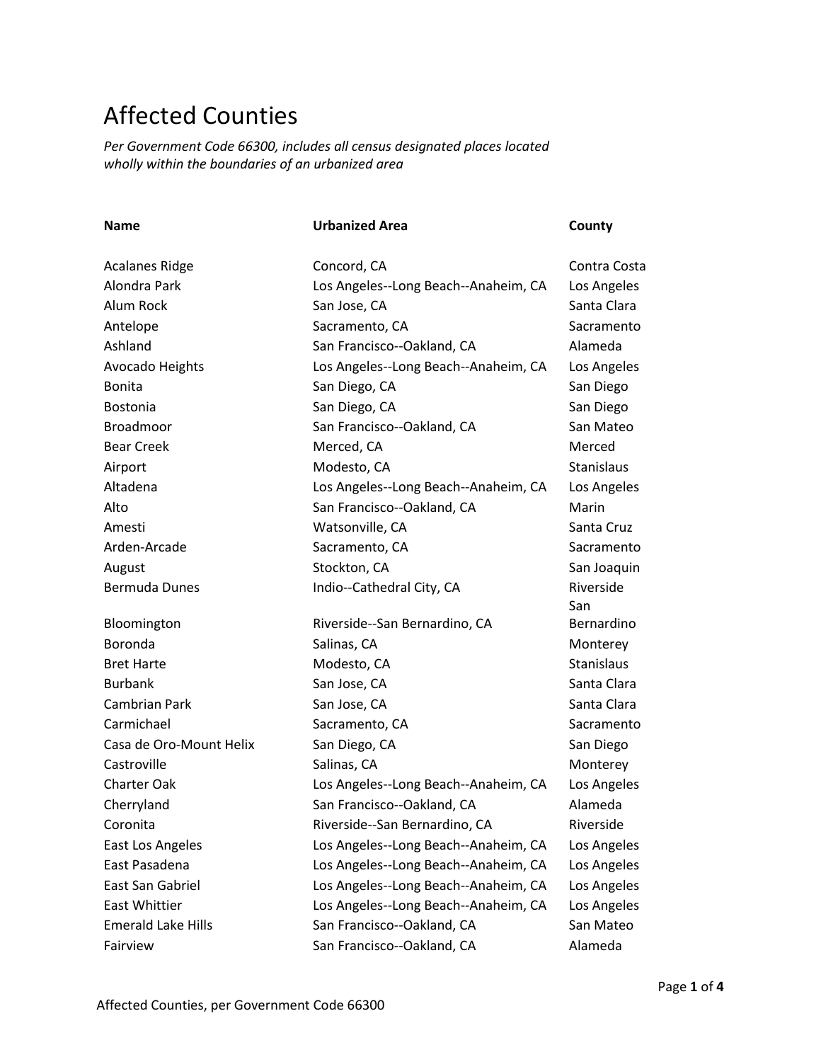# Affected Counties

*Per Government Code 66300, includes all census designated places located wholly within the boundaries of an urbanized area*

| Name | Urbanized Area | County |
|---|---|---|
| Acalanes Ridge | Concord, CA | Contra Costa |
| Alondra Park | Los Angeles--Long Beach--Anaheim, CA | Los Angeles |
| Alum Rock | San Jose, CA | Santa Clara |
| Antelope | Sacramento, CA | Sacramento |
| Ashland | San Francisco--Oakland, CA | Alameda |
| Avocado Heights | Los Angeles--Long Beach--Anaheim, CA | Los Angeles |
| Bonita | San Diego, CA | San Diego |
| Bostonia | San Diego, CA | San Diego |
| Broadmoor | San Francisco--Oakland, CA | San Mateo |
| Bear Creek | Merced, CA | Merced |
| Airport | Modesto, CA | Stanislaus |
| Altadena | Los Angeles--Long Beach--Anaheim, CA | Los Angeles |
| Alto | San Francisco--Oakland, CA | Marin |
| Amesti | Watsonville, CA | Santa Cruz |
| Arden-Arcade | Sacramento, CA | Sacramento |
| August | Stockton, CA | San Joaquin |
| Bermuda Dunes | Indio--Cathedral City, CA | Riverside |
| Bloomington | Riverside--San Bernardino, CA | San Bernardino |
| Boronda | Salinas, CA | Monterey |
| Bret Harte | Modesto, CA | Stanislaus |
| Burbank | San Jose, CA | Santa Clara |
| Cambrian Park | San Jose, CA | Santa Clara |
| Carmichael | Sacramento, CA | Sacramento |
| Casa de Oro-Mount Helix | San Diego, CA | San Diego |
| Castroville | Salinas, CA | Monterey |
| Charter Oak | Los Angeles--Long Beach--Anaheim, CA | Los Angeles |
| Cherryland | San Francisco--Oakland, CA | Alameda |
| Coronita | Riverside--San Bernardino, CA | Riverside |
| East Los Angeles | Los Angeles--Long Beach--Anaheim, CA | Los Angeles |
| East Pasadena | Los Angeles--Long Beach--Anaheim, CA | Los Angeles |
| East San Gabriel | Los Angeles--Long Beach--Anaheim, CA | Los Angeles |
| East Whittier | Los Angeles--Long Beach--Anaheim, CA | Los Angeles |
| Emerald Lake Hills | San Francisco--Oakland, CA | San Mateo |
| Fairview | San Francisco--Oakland, CA | Alameda |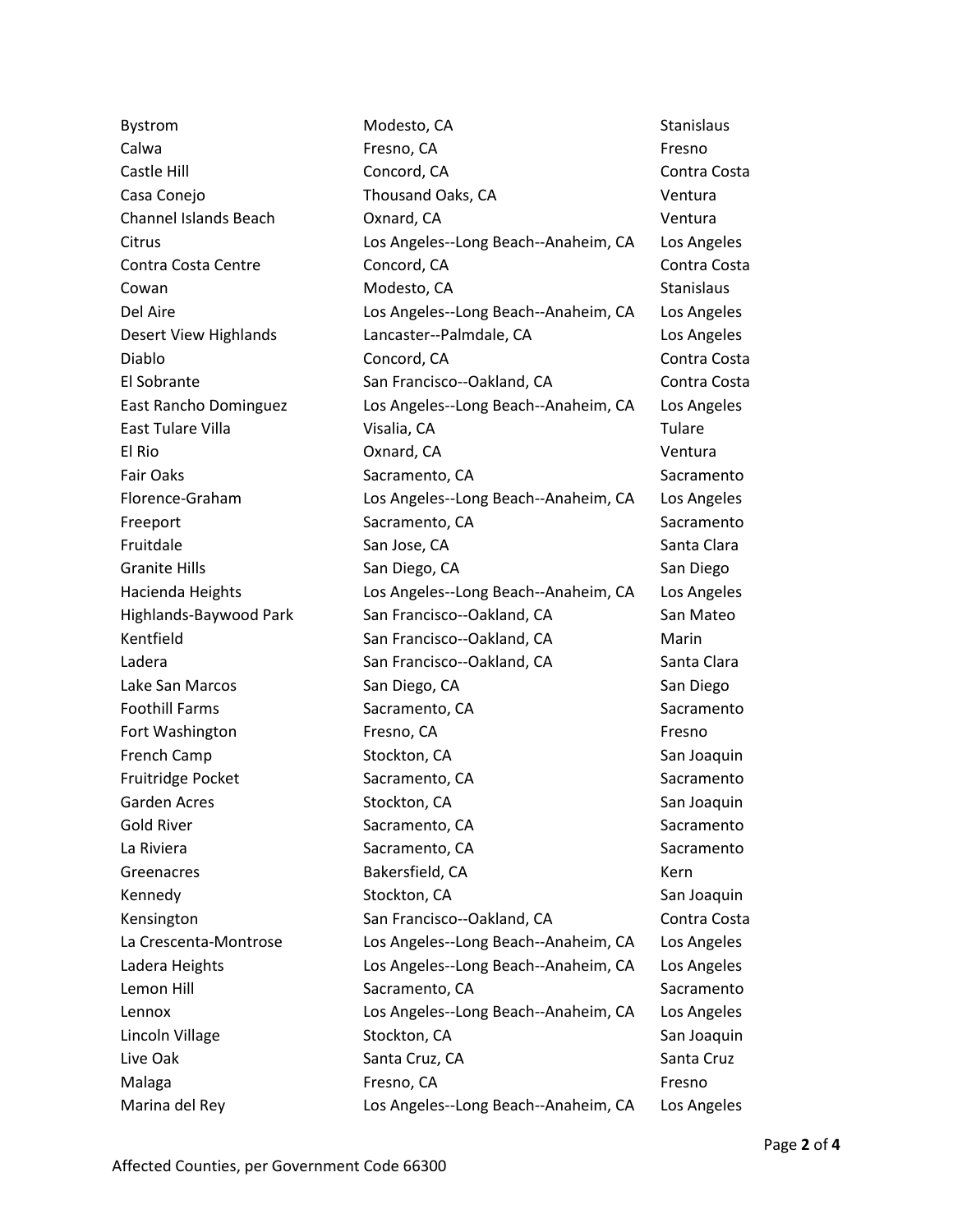| | | |
|---|---|---|
| Bystrom | Modesto, CA | Stanislaus |
| Calwa | Fresno, CA | Fresno |
| Castle Hill | Concord, CA | Contra Costa |
| Casa Conejo | Thousand Oaks, CA | Ventura |
| Channel Islands Beach | Oxnard, CA | Ventura |
| Citrus | Los Angeles--Long Beach--Anaheim, CA | Los Angeles |
| Contra Costa Centre | Concord, CA | Contra Costa |
| Cowan | Modesto, CA | Stanislaus |
| Del Aire | Los Angeles--Long Beach--Anaheim, CA | Los Angeles |
| Desert View Highlands | Lancaster--Palmdale, CA | Los Angeles |
| Diablo | Concord, CA | Contra Costa |
| El Sobrante | San Francisco--Oakland, CA | Contra Costa |
| East Rancho Dominguez | Los Angeles--Long Beach--Anaheim, CA | Los Angeles |
| East Tulare Villa | Visalia, CA | Tulare |
| El Rio | Oxnard, CA | Ventura |
| Fair Oaks | Sacramento, CA | Sacramento |
| Florence-Graham | Los Angeles--Long Beach--Anaheim, CA | Los Angeles |
| Freeport | Sacramento, CA | Sacramento |
| Fruitdale | San Jose, CA | Santa Clara |
| Granite Hills | San Diego, CA | San Diego |
| Hacienda Heights | Los Angeles--Long Beach--Anaheim, CA | Los Angeles |
| Highlands-Baywood Park | San Francisco--Oakland, CA | San Mateo |
| Kentfield | San Francisco--Oakland, CA | Marin |
| Ladera | San Francisco--Oakland, CA | Santa Clara |
| Lake San Marcos | San Diego, CA | San Diego |
| Foothill Farms | Sacramento, CA | Sacramento |
| Fort Washington | Fresno, CA | Fresno |
| French Camp | Stockton, CA | San Joaquin |
| Fruitridge Pocket | Sacramento, CA | Sacramento |
| Garden Acres | Stockton, CA | San Joaquin |
| Gold River | Sacramento, CA | Sacramento |
| La Riviera | Sacramento, CA | Sacramento |
| Greenacres | Bakersfield, CA | Kern |
| Kennedy | Stockton, CA | San Joaquin |
| Kensington | San Francisco--Oakland, CA | Contra Costa |
| La Crescenta-Montrose | Los Angeles--Long Beach--Anaheim, CA | Los Angeles |
| Ladera Heights | Los Angeles--Long Beach--Anaheim, CA | Los Angeles |
| Lemon Hill | Sacramento, CA | Sacramento |
| Lennox | Los Angeles--Long Beach--Anaheim, CA | Los Angeles |
| Lincoln Village | Stockton, CA | San Joaquin |
| Live Oak | Santa Cruz, CA | Santa Cruz |
| Malaga | Fresno, CA | Fresno |
| Marina del Rey | Los Angeles--Long Beach--Anaheim, CA | Los Angeles |

Affected Counties, per Government Code 66300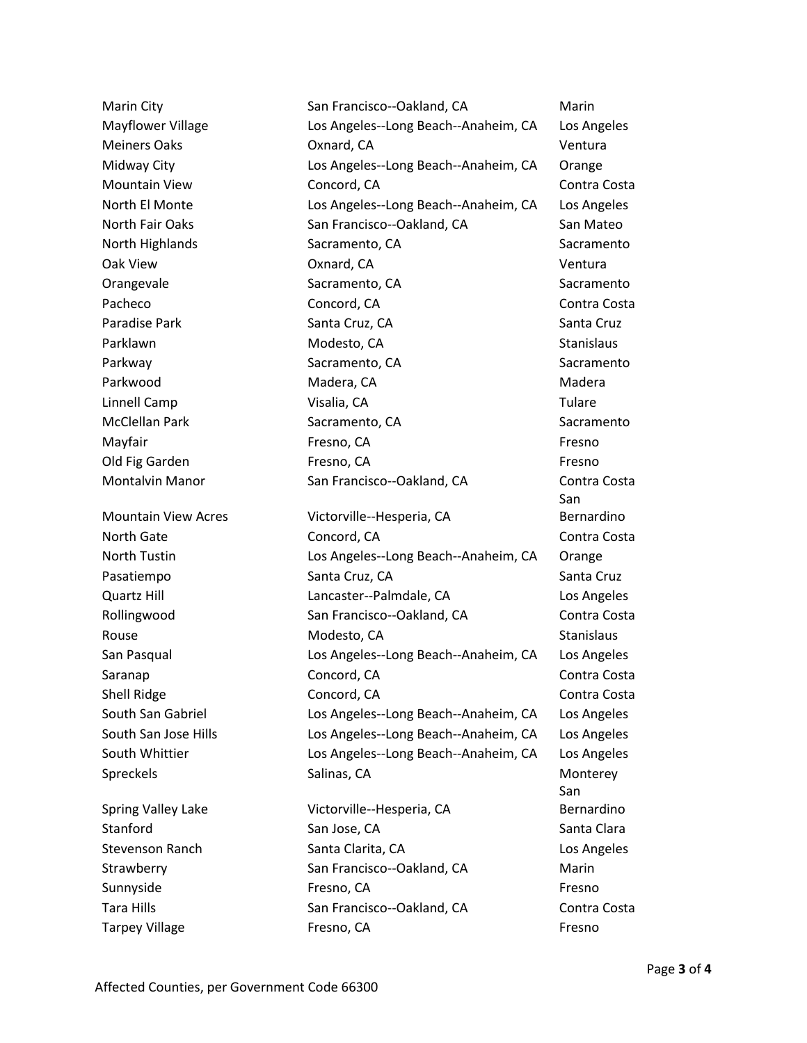| | | |
|---|---|---|
| Marin City | San Francisco--Oakland, CA | Marin |
| Mayflower Village | Los Angeles--Long Beach--Anaheim, CA | Los Angeles |
| Meiners Oaks | Oxnard, CA | Ventura |
| Midway City | Los Angeles--Long Beach--Anaheim, CA | Orange |
| Mountain View | Concord, CA | Contra Costa |
| North El Monte | Los Angeles--Long Beach--Anaheim, CA | Los Angeles |
| North Fair Oaks | San Francisco--Oakland, CA | San Mateo |
| North Highlands | Sacramento, CA | Sacramento |
| Oak View | Oxnard, CA | Ventura |
| Orangevale | Sacramento, CA | Sacramento |
| Pacheco | Concord, CA | Contra Costa |
| Paradise Park | Santa Cruz, CA | Santa Cruz |
| Parklawn | Modesto, CA | Stanislaus |
| Parkway | Sacramento, CA | Sacramento |
| Parkwood | Madera, CA | Madera |
| Linnell Camp | Visalia, CA | Tulare |
| McClellan Park | Sacramento, CA | Sacramento |
| Mayfair | Fresno, CA | Fresno |
| Old Fig Garden | Fresno, CA | Fresno |
| Montalvin Manor | San Francisco--Oakland, CA | Contra Costa |
| Mountain View Acres | Victorville--Hesperia, CA | San Bernardino |
| North Gate | Concord, CA | Contra Costa |
| North Tustin | Los Angeles--Long Beach--Anaheim, CA | Orange |
| Pasatiempo | Santa Cruz, CA | Santa Cruz |
| Quartz Hill | Lancaster--Palmdale, CA | Los Angeles |
| Rollingwood | San Francisco--Oakland, CA | Contra Costa |
| Rouse | Modesto, CA | Stanislaus |
| San Pasqual | Los Angeles--Long Beach--Anaheim, CA | Los Angeles |
| Saranap | Concord, CA | Contra Costa |
| Shell Ridge | Concord, CA | Contra Costa |
| South San Gabriel | Los Angeles--Long Beach--Anaheim, CA | Los Angeles |
| South San Jose Hills | Los Angeles--Long Beach--Anaheim, CA | Los Angeles |
| South Whittier | Los Angeles--Long Beach--Anaheim, CA | Los Angeles |
| Spreckels | Salinas, CA | Monterey |
| Spring Valley Lake | Victorville--Hesperia, CA | San Bernardino |
| Stanford | San Jose, CA | Santa Clara |
| Stevenson Ranch | Santa Clarita, CA | Los Angeles |
| Strawberry | San Francisco--Oakland, CA | Marin |
| Sunnyside | Fresno, CA | Fresno |
| Tara Hills | San Francisco--Oakland, CA | Contra Costa |
| Tarpey Village | Fresno, CA | Fresno |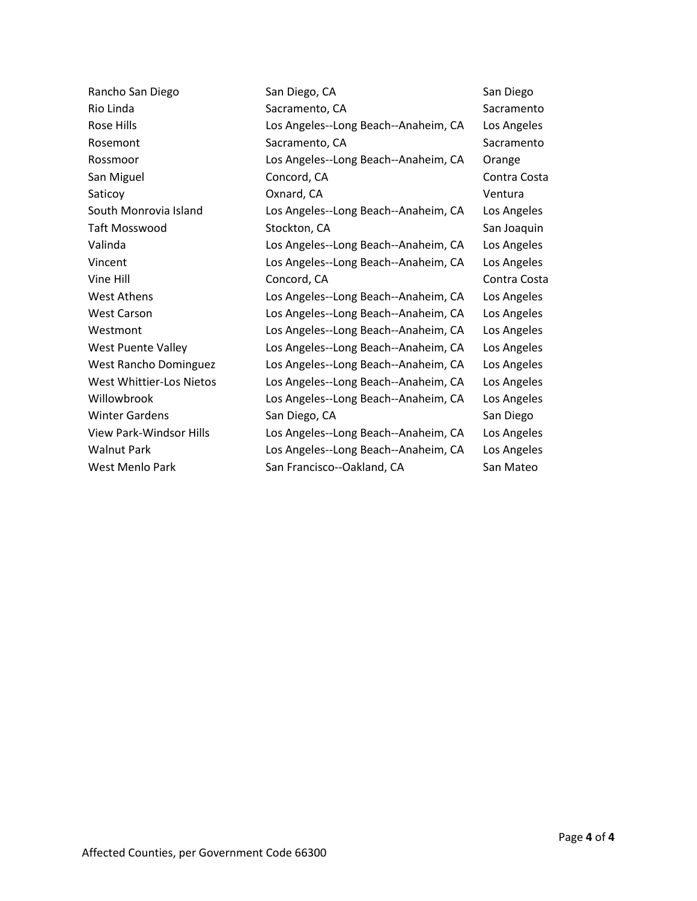| | | |
|---|---|---|
| Rancho San Diego | San Diego, CA | San Diego |
| Rio Linda | Sacramento, CA | Sacramento |
| Rose Hills | Los Angeles--Long Beach--Anaheim, CA | Los Angeles |
| Rosemont | Sacramento, CA | Sacramento |
| Rossmoor | Los Angeles--Long Beach--Anaheim, CA | Orange |
| San Miguel | Concord, CA | Contra Costa |
| Saticoy | Oxnard, CA | Ventura |
| South Monrovia Island | Los Angeles--Long Beach--Anaheim, CA | Los Angeles |
| Taft Mosswood | Stockton, CA | San Joaquin |
| Valinda | Los Angeles--Long Beach--Anaheim, CA | Los Angeles |
| Vincent | Los Angeles--Long Beach--Anaheim, CA | Los Angeles |
| Vine Hill | Concord, CA | Contra Costa |
| West Athens | Los Angeles--Long Beach--Anaheim, CA | Los Angeles |
| West Carson | Los Angeles--Long Beach--Anaheim, CA | Los Angeles |
| Westmont | Los Angeles--Long Beach--Anaheim, CA | Los Angeles |
| West Puente Valley | Los Angeles--Long Beach--Anaheim, CA | Los Angeles |
| West Rancho Dominguez | Los Angeles--Long Beach--Anaheim, CA | Los Angeles |
| West Whittier-Los Nietos | Los Angeles--Long Beach--Anaheim, CA | Los Angeles |
| Willowbrook | Los Angeles--Long Beach--Anaheim, CA | Los Angeles |
| Winter Gardens | San Diego, CA | San Diego |
| View Park-Windsor Hills | Los Angeles--Long Beach--Anaheim, CA | Los Angeles |
| Walnut Park | Los Angeles--Long Beach--Anaheim, CA | Los Angeles |
| West Menlo Park | San Francisco--Oakland, CA | San Mateo |